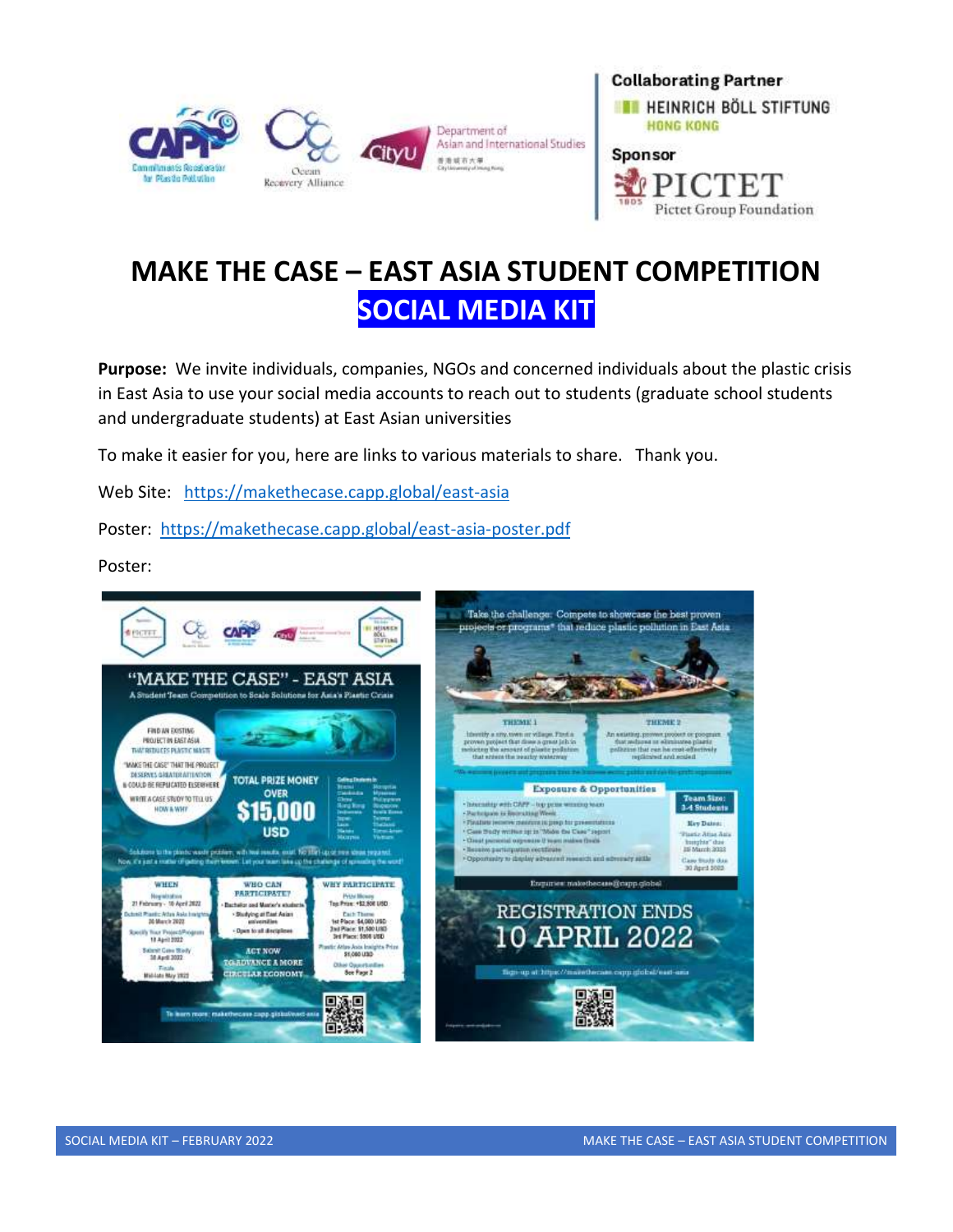Collaborating Partner

HEINRICH BÖLL STIFTUNG HONG KONG

Sponsor

PICTET Pictet Group Foundation

# MAKE THE CASE – EAST ASIA STUDENT COMPETITION

## SOCIAL MEDIA KIT

**Purpose:** We invite individuals, companies, NGOs and concerned individuals about the plastic crisis in East Asia to use your social media accounts to reach out to students (graduate school students and undergraduate students) at East Asian universities

To make it easier for you, here are links to various materials to share. Thank you.

Web Site: https://makethecase.capp.global/east-asia

Poster: https://makethecase.capp.global/east-asia-poster.pdf

Poster: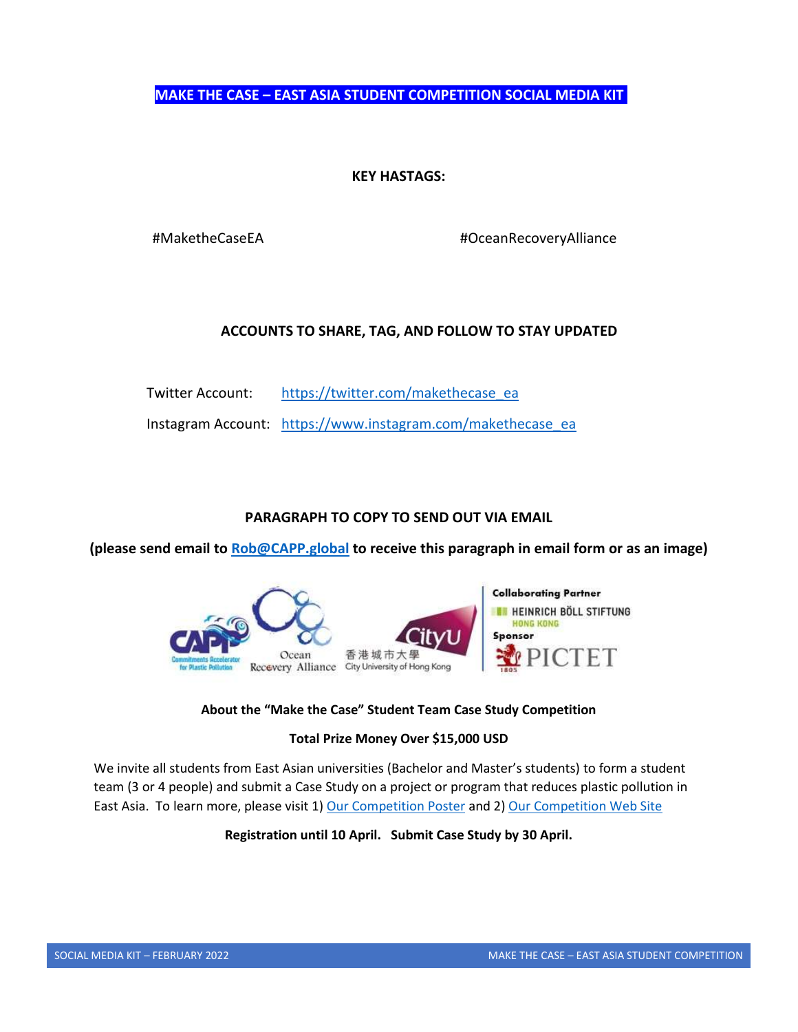# MAKE THE CASE – EAST ASIA STUDENT COMPETITION SOCIAL MEDIA KIT

**KEY HASTAGS:**

#MaketheCaseEA

#OceanRecoveryAlliance

**ACCOUNTS TO SHARE, TAG, AND FOLLOW TO STAY UPDATED**

Twitter Account: https://twitter.com/makethecase_ea

Instagram Account: https://www.instagram.com/makethecase_ea

**PARAGRAPH TO COPY TO SEND OUT VIA EMAIL**

**(please send email to Rob@CAPP.global to receive this paragraph in email form or as an image)**

CAPP Commitments Accelerator for Plastic Pollution

Ocean Recovery Alliance

香港城市大學 City University of Hong Kong

Collaborating Partner

HEINRICH BÖLL STIFTUNG HONG KONG

Sponsor

PICTET 1805

**About the "Make the Case" Student Team Case Study Competition**

**Total Prize Money Over $15,000 USD**

We invite all students from East Asian universities (Bachelor and Master's students) to form a student team (3 or 4 people) and submit a Case Study on a project or program that reduces plastic pollution in East Asia. To learn more, please visit 1) Our Competition Poster and 2) Our Competition Web Site

**Registration until 10 April. Submit Case Study by 30 April.**